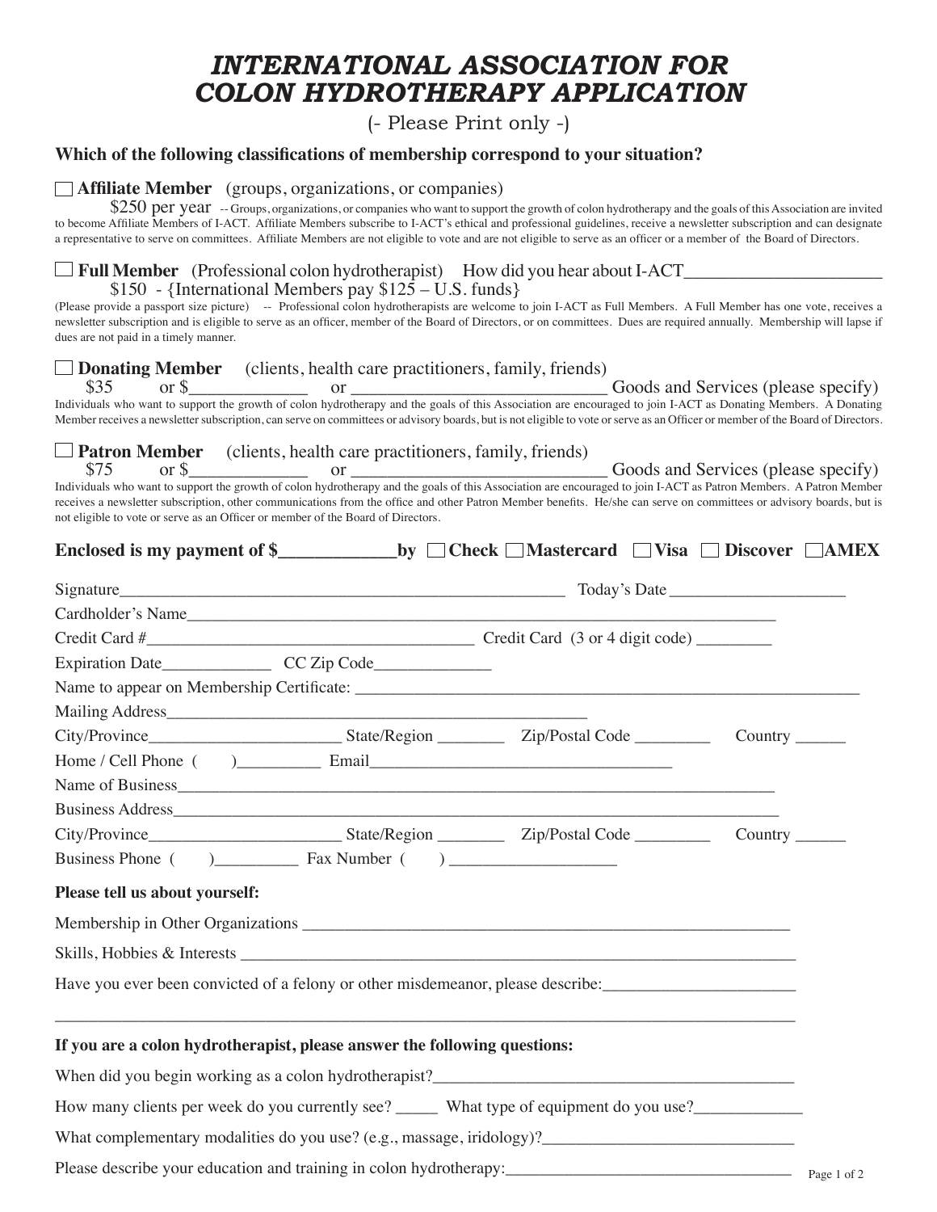# INTERNATIONAL ASSOCIATION FOR COLON HYDROTHERAPY APPLICATION

(- Please Print only -)

**Which of the following classifications of membership correspond to your situation?**

☐ **Affiliate Member** (groups, organizations, or companies)

$250 per year -- Groups, organizations, or companies who want to support the growth of colon hydrotherapy and the goals of this Association are invited to become Affiliate Members of I-ACT. Affiliate Members subscribe to I-ACT's ethical and professional guidelines, receive a newsletter subscription and can designate a representative to serve on committees. Affiliate Members are not eligible to vote and are not eligible to serve as an officer or a member of the Board of Directors.

☐ **Full Member** (Professional colon hydrotherapist) How did you hear about I-ACT______________________

$150 - {International Members pay $125 – U.S. funds}

(Please provide a passport size picture) -- Professional colon hydrotherapists are welcome to join I-ACT as Full Members. A Full Member has one vote, receives a newsletter subscription and is eligible to serve as an officer, member of the Board of Directors, or on committees. Dues are required annually. Membership will lapse if dues are not paid in a timely manner.

☐ **Donating Member** (clients, health care practitioners, family, friends)

$35 or $____________ or _____________________________ Goods and Services (please specify)

Individuals who want to support the growth of colon hydrotherapy and the goals of this Association are encouraged to join I-ACT as Donating Members. A Donating Member receives a newsletter subscription, can serve on committees or advisory boards, but is not eligible to vote or serve as an Officer or member of the Board of Directors.

☐ **Patron Member** (clients, health care practitioners, family, friends)

$75 or $_____________ or ____________________________ Goods and Services (please specify)

Individuals who want to support the growth of colon hydrotherapy and the goals of this Association are encouraged to join I-ACT as Patron Members. A Patron Member receives a newsletter subscription, other communications from the office and other Patron Member benefits. He/she can serve on committees or advisory boards, but is not eligible to vote or serve as an Officer or member of the Board of Directors.

**Enclosed is my payment of $_____________by ☐ Check ☐ Mastercard ☐ Visa ☐ Discover ☐ AMEX**

Signature_____________________________________________________ Today's Date ____________________

Cardholder's Name_________________________________________________________________________

Credit Card #_______________________________________ Credit Card (3 or 4 digit code) _________

Expiration Date_____________ CC Zip Code_____________

Name to appear on Membership Certificate: ____________________________________________________________

Mailing Address__________________________________________________

City/Province______________________ State/Region ________ Zip/Postal Code _________ Country ______

Home / Cell Phone ( )__________ Email___________________________________

Name of Business__________________________________________________________________________

Business Address__________________________________________________________________________

City/Province______________________ State/Region ________ Zip/Postal Code _________ Country ______

Business Phone ( )__________ Fax Number ( ) ___________________

**Please tell us about yourself:**

Membership in Other Organizations ______________________________________________________________

Skills, Hobbies & Interests ___________________________________________________________________

Have you ever been convicted of a felony or other misdemeanor, please describe:_______________________

______________________________________________________________________________________

**If you are a colon hydrotherapist, please answer the following questions:**

When did you begin working as a colon hydrotherapist?____________________________________________

How many clients per week do you currently see? _____ What type of equipment do you use?_____________

What complementary modalities do you use? (e.g., massage, iridology)?______________________________

Please describe your education and training in colon hydrotherapy:___________________________________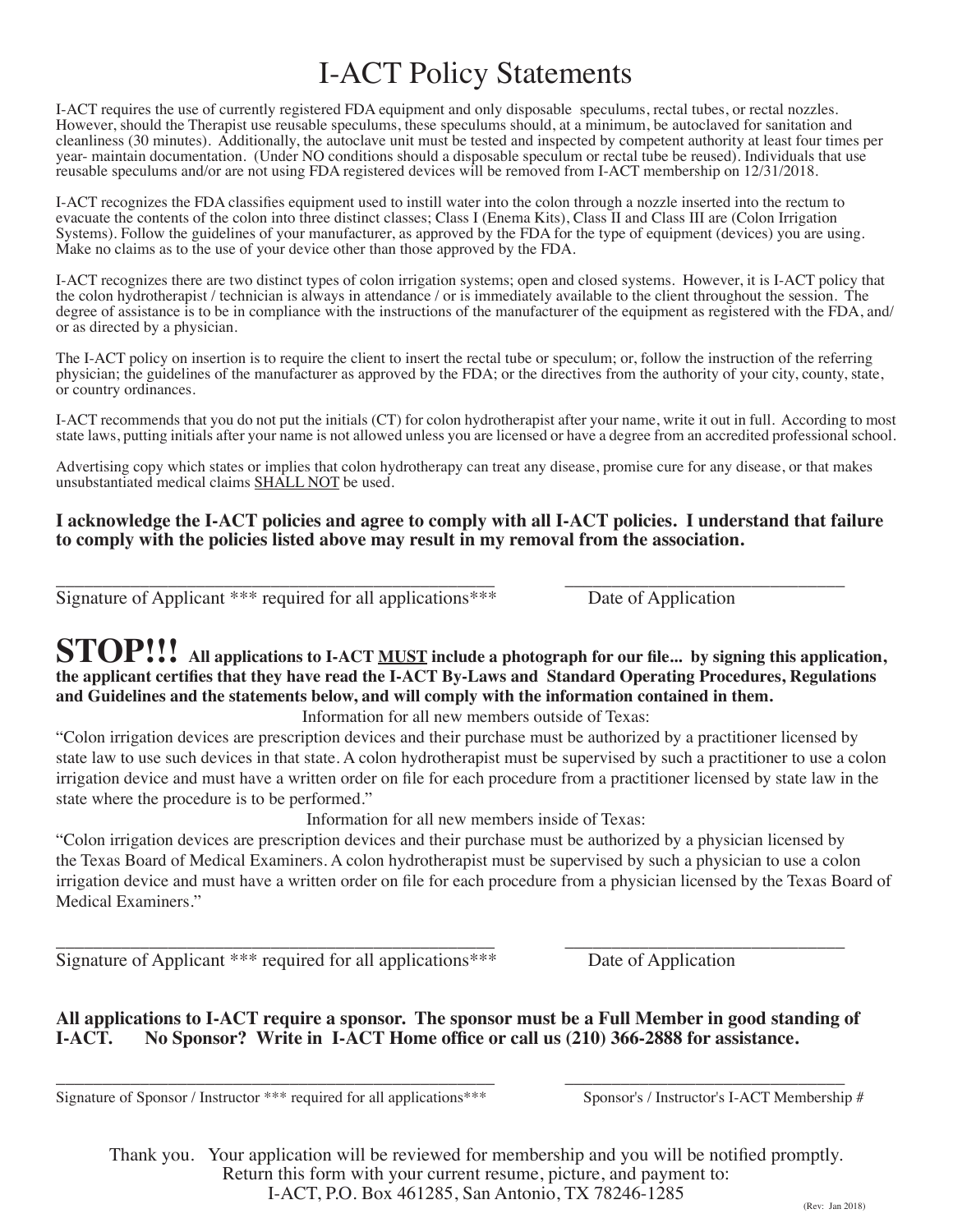# I-ACT Policy Statements

I-ACT requires the use of currently registered FDA equipment and only disposable speculums, rectal tubes, or rectal nozzles. However, should the Therapist use reusable speculums, these speculums should, at a minimum, be autoclaved for sanitation and cleanliness (30 minutes). Additionally, the autoclave unit must be tested and inspected by competent authority at least four times per year- maintain documentation. (Under NO conditions should a disposable speculum or rectal tube be reused). Individuals that use reusable speculums and/or are not using FDA registered devices will be removed from I-ACT membership on 12/31/2018.

I-ACT recognizes the FDA classifies equipment used to instill water into the colon through a nozzle inserted into the rectum to evacuate the contents of the colon into three distinct classes; Class I (Enema Kits), Class II and Class III are (Colon Irrigation Systems). Follow the guidelines of your manufacturer, as approved by the FDA for the type of equipment (devices) you are using. Make no claims as to the use of your device other than those approved by the FDA.

I-ACT recognizes there are two distinct types of colon irrigation systems; open and closed systems. However, it is I-ACT policy that the colon hydrotherapist / technician is always in attendance / or is immediately available to the client throughout the session. The degree of assistance is to be in compliance with the instructions of the manufacturer of the equipment as registered with the FDA, and/ or as directed by a physician.

The I-ACT policy on insertion is to require the client to insert the rectal tube or speculum; or, follow the instruction of the referring physician; the guidelines of the manufacturer as approved by the FDA; or the directives from the authority of your city, county, state, or country ordinances.

I-ACT recommends that you do not put the initials (CT) for colon hydrotherapist after your name, write it out in full. According to most state laws, putting initials after your name is not allowed unless you are licensed or have a degree from an accredited professional school.

Advertising copy which states or implies that colon hydrotherapy can treat any disease, promise cure for any disease, or that makes unsubstantiated medical claims SHALL NOT be used.

**I acknowledge the I-ACT policies and agree to comply with all I-ACT policies. I understand that failure to comply with the policies listed above may result in my removal from the association.**

______________________________________________ ______________________________

Signature of Applicant *** required for all applications*** Date of Application

**STOP!!! All applications to I-ACT MUST include a photograph for our file... by signing this application, the applicant certifies that they have read the I-ACT By-Laws and Standard Operating Procedures, Regulations and Guidelines and the statements below, and will comply with the information contained in them.**

Information for all new members outside of Texas:

"Colon irrigation devices are prescription devices and their purchase must be authorized by a practitioner licensed by state law to use such devices in that state. A colon hydrotherapist must be supervised by such a practitioner to use a colon irrigation device and must have a written order on file for each procedure from a practitioner licensed by state law in the state where the procedure is to be performed."

Information for all new members inside of Texas:

"Colon irrigation devices are prescription devices and their purchase must be authorized by a physician licensed by the Texas Board of Medical Examiners. A colon hydrotherapist must be supervised by such a physician to use a colon irrigation device and must have a written order on file for each procedure from a physician licensed by the Texas Board of Medical Examiners."

______________________________________________ ______________________________

Signature of Applicant *** required for all applications*** Date of Application

**All applications to I-ACT require a sponsor. The sponsor must be a Full Member in good standing of I-ACT. No Sponsor? Write in I-ACT Home office or call us (210) 366-2888 for assistance.**

______________________________________________ ______________________________

Signature of Sponsor / Instructor *** required for all applications*** Sponsor's / Instructor's I-ACT Membership #

Thank you. Your application will be reviewed for membership and you will be notified promptly.
Return this form with your current resume, picture, and payment to:
I-ACT, P.O. Box 461285, San Antonio, TX 78246-1285

(Rev: Jan 2018)